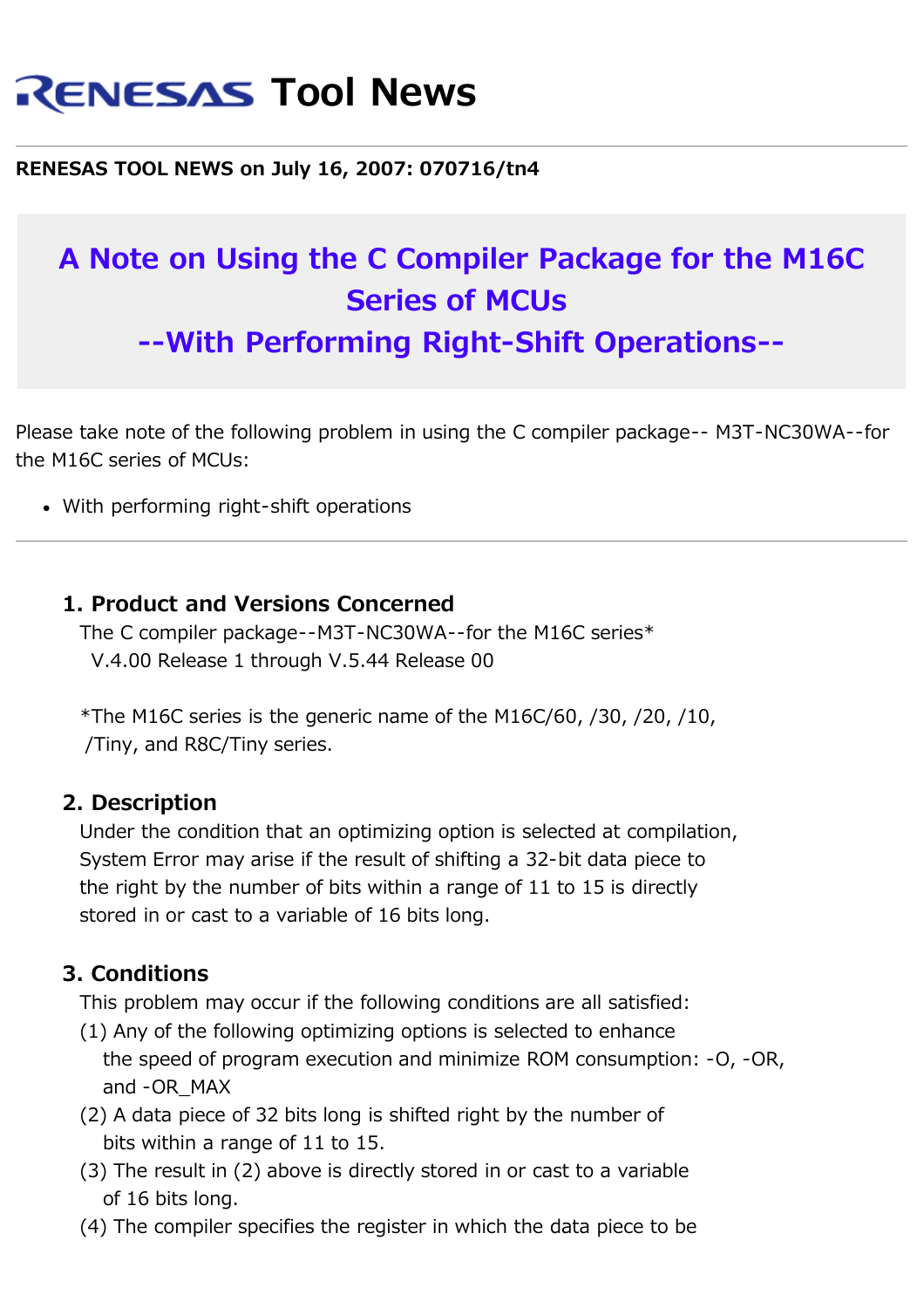# RENESAS Tool News

**RENESAS TOOL NEWS on July 16, 2007: 070716/tn4**

## A Note on Using the C Compiler Package for the M16C Series of MCUs --With Performing Right-Shift Operations--

Please take note of the following problem in using the C compiler package-- M3T-NC30WA--for the M16C series of MCUs:

- With performing right-shift operations

---

### 1. Product and Versions Concerned

The C compiler package--M3T-NC30WA--for the M16C series*
V.4.00 Release 1 through V.5.44 Release 00

*The M16C series is the generic name of the M16C/60, /30, /20, /10, /Tiny, and R8C/Tiny series.

### 2. Description

Under the condition that an optimizing option is selected at compilation, System Error may arise if the result of shifting a 32-bit data piece to the right by the number of bits within a range of 11 to 15 is directly stored in or cast to a variable of 16 bits long.

### 3. Conditions

This problem may occur if the following conditions are all satisfied:

(1) Any of the following optimizing options is selected to enhance the speed of program execution and minimize ROM consumption: -O, -OR, and -OR_MAX

(2) A data piece of 32 bits long is shifted right by the number of bits within a range of 11 to 15.

(3) The result in (2) above is directly stored in or cast to a variable of 16 bits long.

(4) The compiler specifies the register in which the data piece to be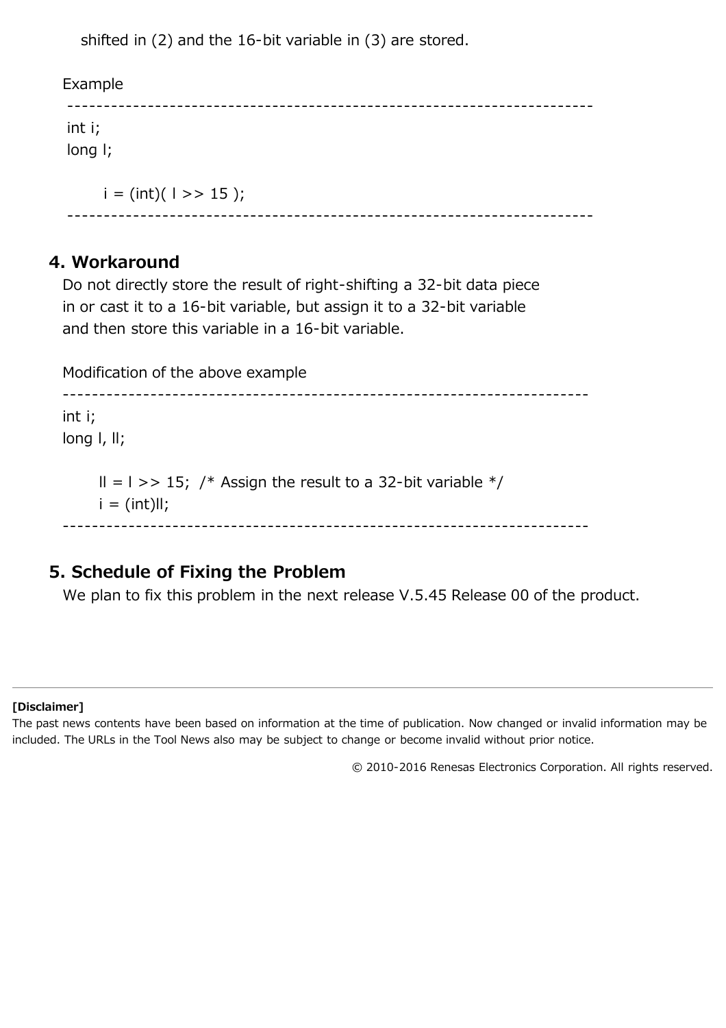shifted in (2) and the 16-bit variable in (3) are stored.

Example

```
-----------------------------------------------------------------------
int i;
long l;

      i = (int)( l >> 15 );
-----------------------------------------------------------------------
```

## 4. Workaround

Do not directly store the result of right-shifting a 32-bit data piece in or cast it to a 16-bit variable, but assign it to a 32-bit variable and then store this variable in a 16-bit variable.

Modification of the above example

```
-----------------------------------------------------------------------
int i;
long l, ll;

      ll = l >> 15;  /* Assign the result to a 32-bit variable */
      i = (int)ll;
-----------------------------------------------------------------------
```

## 5. Schedule of Fixing the Problem

We plan to fix this problem in the next release V.5.45 Release 00 of the product.

**[Disclaimer]**

The past news contents have been based on information at the time of publication. Now changed or invalid information may be included. The URLs in the Tool News also may be subject to change or become invalid without prior notice.

© 2010-2016 Renesas Electronics Corporation. All rights reserved.